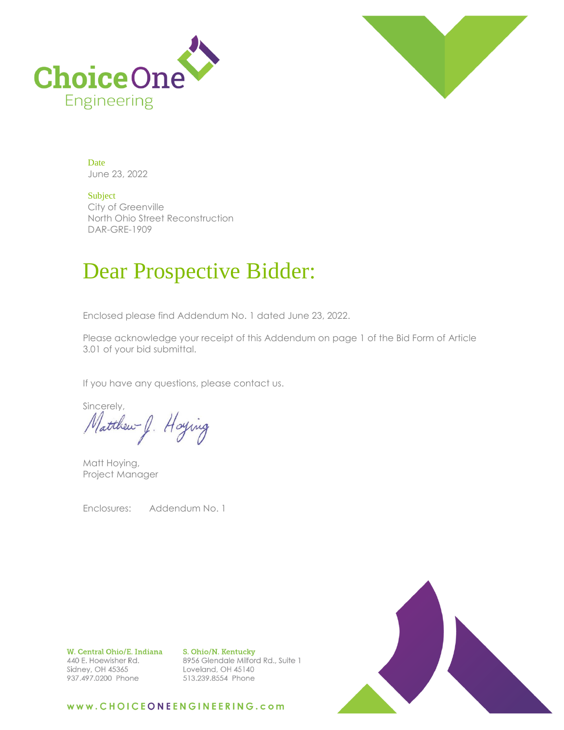ChoiceOne Engineering

Date
June 23, 2022

Subject
City of Greenville
North Ohio Street Reconstruction
DAR-GRE-1909

# Dear Prospective Bidder:

Enclosed please find Addendum No. 1 dated June 23, 2022.

Please acknowledge your receipt of this Addendum on page 1 of the Bid Form of Article 3.01 of your bid submittal.

If you have any questions, please contact us.

Sincerely,

Matthew J. Hoying

Matt Hoying,
Project Manager

Enclosures: Addendum No. 1

**W. Central Ohio/E. Indiana**
440 E. Hoewisher Rd.
Sidney, OH 45365
937.497.0200 Phone

**S. Ohio/N. Kentucky**
8956 Glendale Milford Rd., Suite 1
Loveland, OH 45140
513.239.8554 Phone

www.CHOICEONEENGINEERING.com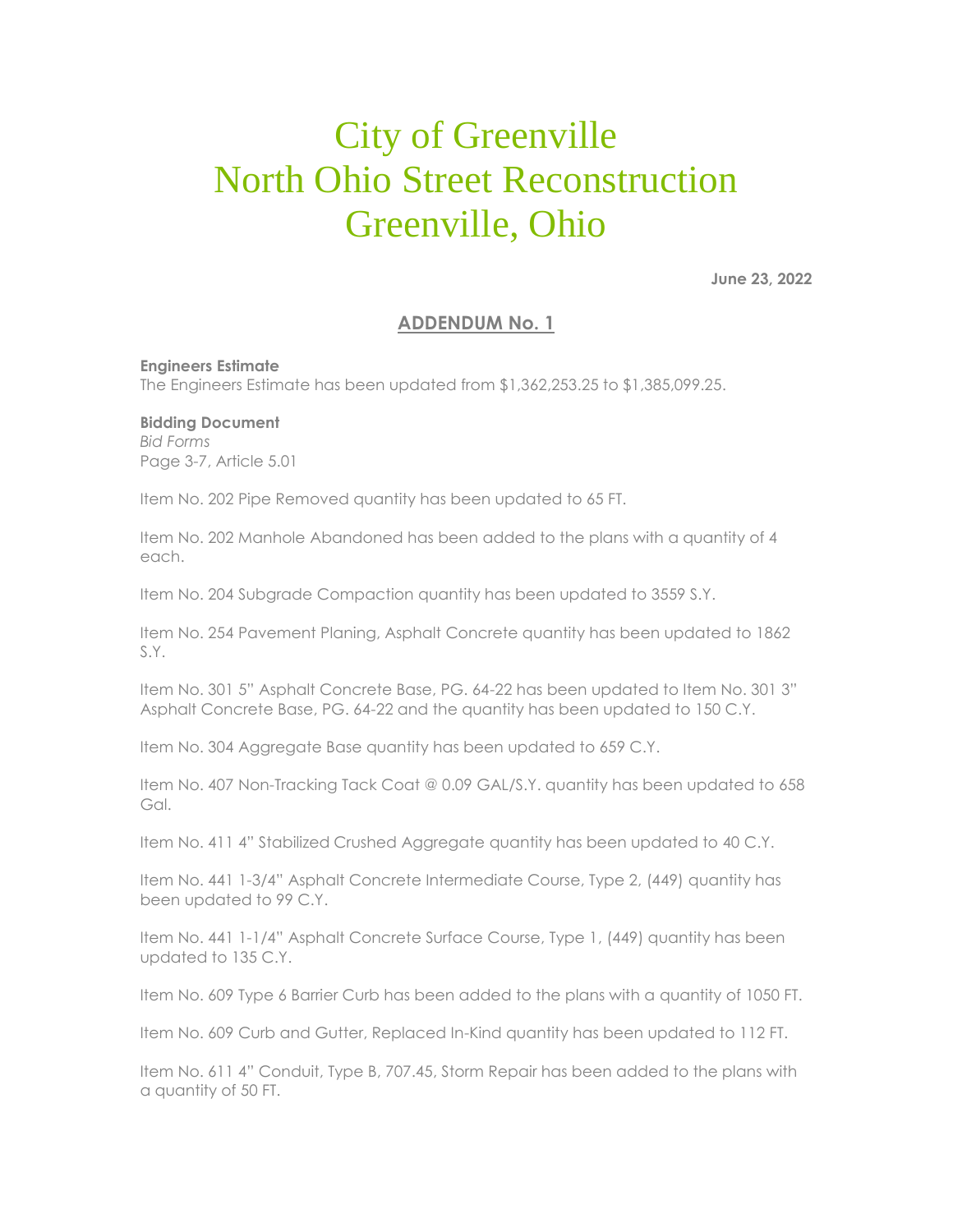# City of Greenville
# North Ohio Street Reconstruction
# Greenville, Ohio

**June 23, 2022**

## ADDENDUM No. 1

**Engineers Estimate**
The Engineers Estimate has been updated from $1,362,253.25 to $1,385,099.25.

**Bidding Document**
*Bid Forms*
Page 3-7, Article 5.01

Item No. 202 Pipe Removed quantity has been updated to 65 FT.

Item No. 202 Manhole Abandoned has been added to the plans with a quantity of 4 each.

Item No. 204 Subgrade Compaction quantity has been updated to 3559 S.Y.

Item No. 254 Pavement Planing, Asphalt Concrete quantity has been updated to 1862 S.Y.

Item No. 301 5" Asphalt Concrete Base, PG. 64-22 has been updated to Item No. 301 3" Asphalt Concrete Base, PG. 64-22 and the quantity has been updated to 150 C.Y.

Item No. 304 Aggregate Base quantity has been updated to 659 C.Y.

Item No. 407 Non-Tracking Tack Coat @ 0.09 GAL/S.Y. quantity has been updated to 658 Gal.

Item No. 411 4" Stabilized Crushed Aggregate quantity has been updated to 40 C.Y.

Item No. 441 1-3/4" Asphalt Concrete Intermediate Course, Type 2, (449) quantity has been updated to 99 C.Y.

Item No. 441 1-1/4" Asphalt Concrete Surface Course, Type 1, (449) quantity has been updated to 135 C.Y.

Item No. 609 Type 6 Barrier Curb has been added to the plans with a quantity of 1050 FT.

Item No. 609 Curb and Gutter, Replaced In-Kind quantity has been updated to 112 FT.

Item No. 611 4" Conduit, Type B, 707.45, Storm Repair has been added to the plans with a quantity of 50 FT.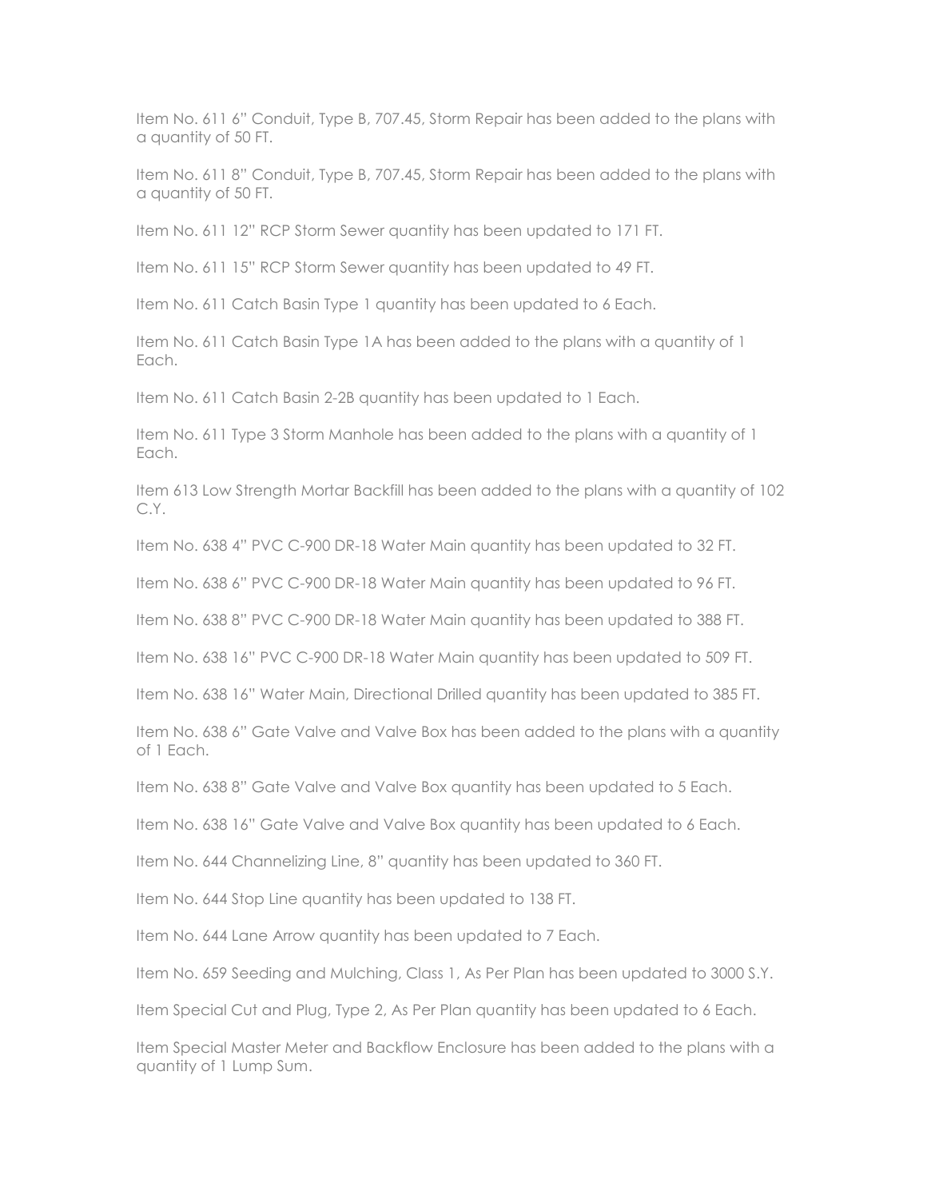Item No. 611 6" Conduit, Type B, 707.45, Storm Repair has been added to the plans with a quantity of 50 FT.

Item No. 611 8" Conduit, Type B, 707.45, Storm Repair has been added to the plans with a quantity of 50 FT.

Item No. 611 12" RCP Storm Sewer quantity has been updated to 171 FT.

Item No. 611 15" RCP Storm Sewer quantity has been updated to 49 FT.

Item No. 611 Catch Basin Type 1 quantity has been updated to 6 Each.

Item No. 611 Catch Basin Type 1A has been added to the plans with a quantity of 1 Each.

Item No. 611 Catch Basin 2-2B quantity has been updated to 1 Each.

Item No. 611 Type 3 Storm Manhole has been added to the plans with a quantity of 1 Each.

Item 613 Low Strength Mortar Backfill has been added to the plans with a quantity of 102 C.Y.

Item No. 638 4" PVC C-900 DR-18 Water Main quantity has been updated to 32 FT.

Item No. 638 6" PVC C-900 DR-18 Water Main quantity has been updated to 96 FT.

Item No. 638 8" PVC C-900 DR-18 Water Main quantity has been updated to 388 FT.

Item No. 638 16" PVC C-900 DR-18 Water Main quantity has been updated to 509 FT.

Item No. 638 16" Water Main, Directional Drilled quantity has been updated to 385 FT.

Item No. 638 6" Gate Valve and Valve Box has been added to the plans with a quantity of 1 Each.

Item No. 638 8" Gate Valve and Valve Box quantity has been updated to 5 Each.

Item No. 638 16" Gate Valve and Valve Box quantity has been updated to 6 Each.

Item No. 644 Channelizing Line, 8" quantity has been updated to 360 FT.

Item No. 644 Stop Line quantity has been updated to 138 FT.

Item No. 644 Lane Arrow quantity has been updated to 7 Each.

Item No. 659 Seeding and Mulching, Class 1, As Per Plan has been updated to 3000 S.Y.

Item Special Cut and Plug, Type 2, As Per Plan quantity has been updated to 6 Each.

Item Special Master Meter and Backflow Enclosure has been added to the plans with a quantity of 1 Lump Sum.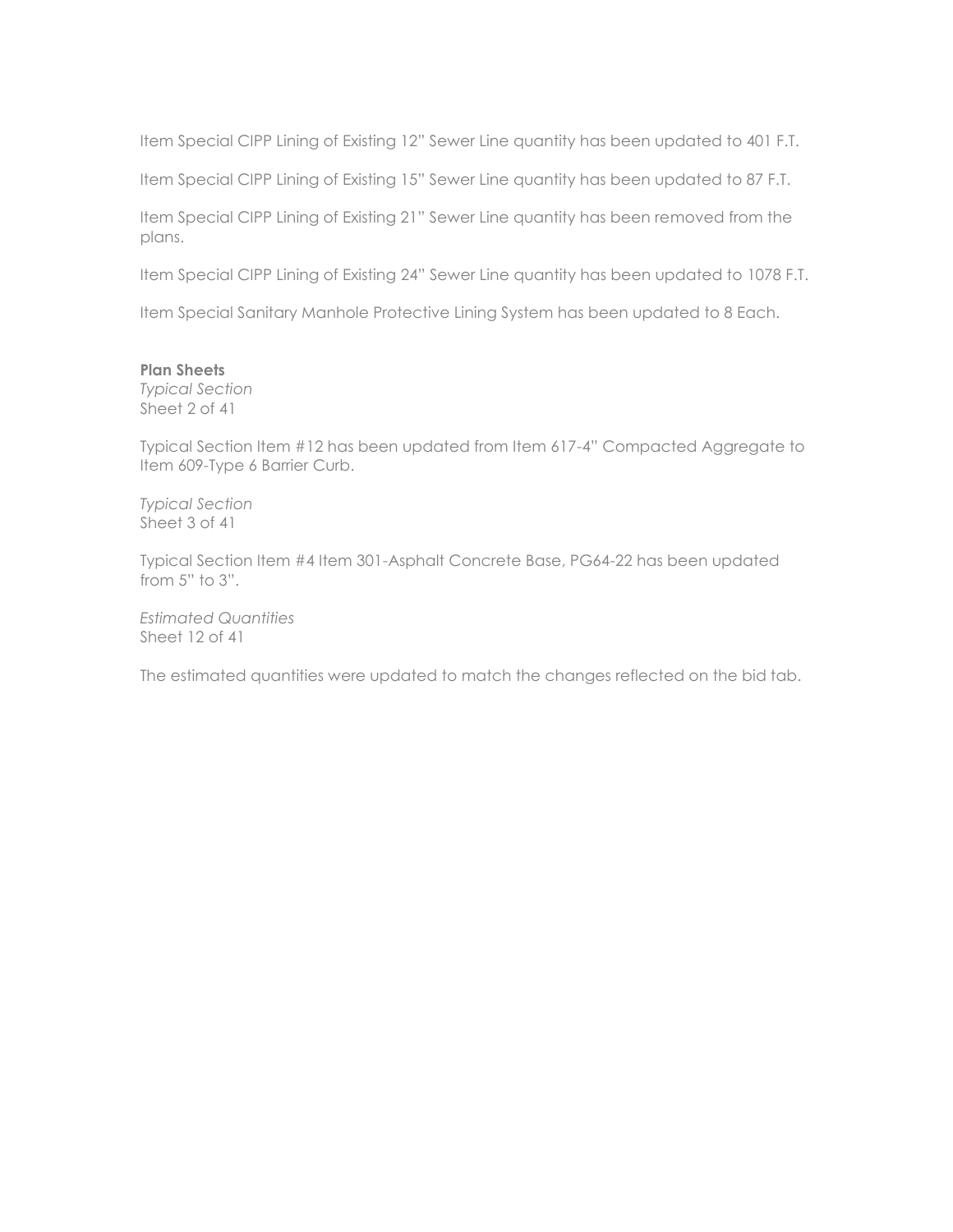Item Special CIPP Lining of Existing 12" Sewer Line quantity has been updated to 401 F.T.

Item Special CIPP Lining of Existing 15" Sewer Line quantity has been updated to 87 F.T.

Item Special CIPP Lining of Existing 21" Sewer Line quantity has been removed from the plans.

Item Special CIPP Lining of Existing 24" Sewer Line quantity has been updated to 1078 F.T.

Item Special Sanitary Manhole Protective Lining System has been updated to 8 Each.

**Plan Sheets**
*Typical Section*
Sheet 2 of 41

Typical Section Item #12 has been updated from Item 617-4" Compacted Aggregate to Item 609-Type 6 Barrier Curb.

*Typical Section*
Sheet 3 of 41

Typical Section Item #4 Item 301-Asphalt Concrete Base, PG64-22 has been updated from 5" to 3".

*Estimated Quantities*
Sheet 12 of 41

The estimated quantities were updated to match the changes reflected on the bid tab.